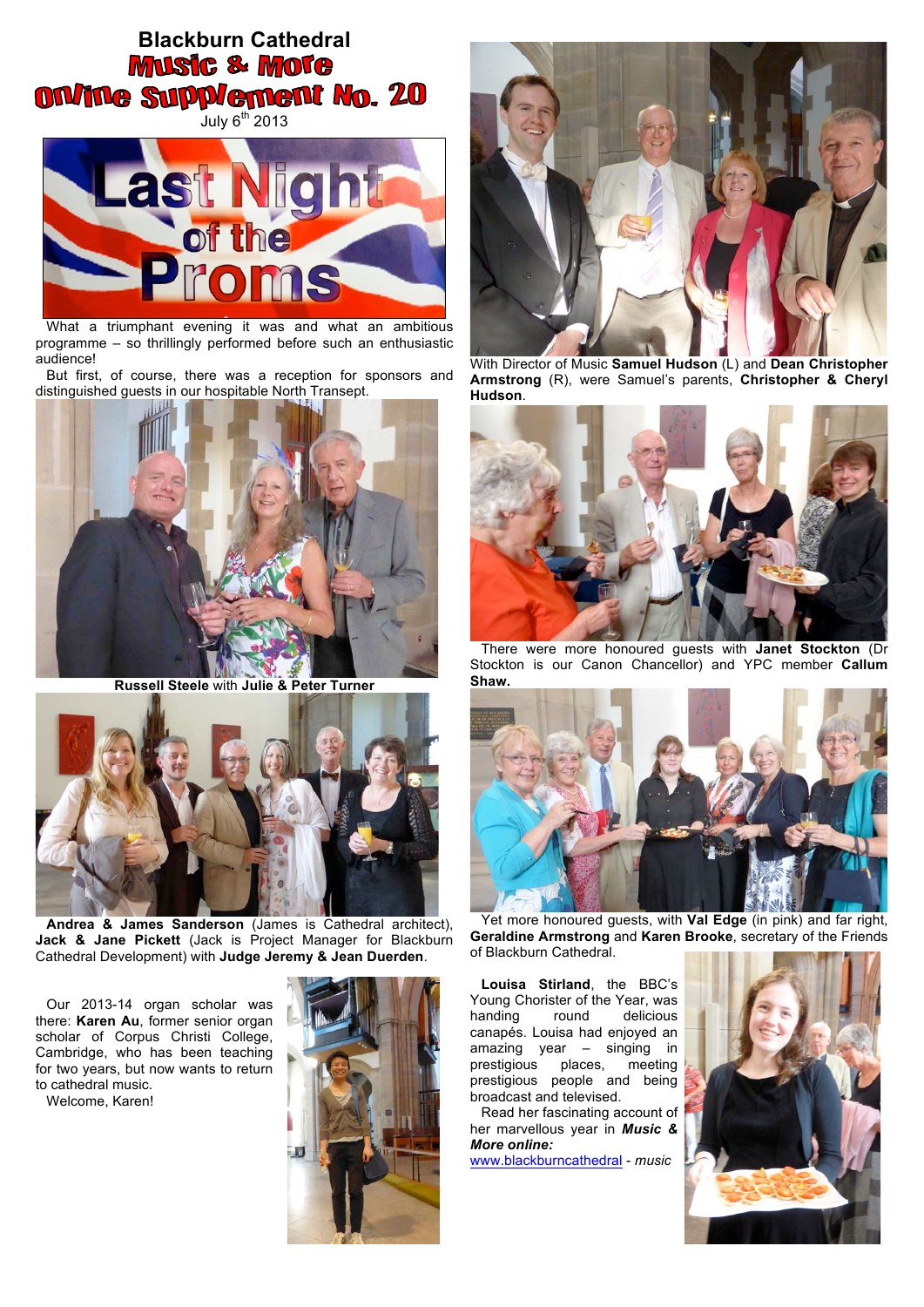# Blackburn Cathedral

## Music & More Online Supplement No. 20

July 6th 2013

Last Night of the Proms

What a triumphant evening it was and what an ambitious programme – so thrillingly performed before such an enthusiastic audience!

But first, of course, there was a reception for sponsors and distinguished guests in our hospitable North Transept.

**Russell Steele** with **Julie & Peter Turner**

**Andrea & James Sanderson** (James is Cathedral architect), **Jack & Jane Pickett** (Jack is Project Manager for Blackburn Cathedral Development) with **Judge Jeremy & Jean Duerden**.

Our 2013-14 organ scholar was there: **Karen Au**, former senior organ scholar of Corpus Christi College, Cambridge, who has been teaching for two years, but now wants to return to cathedral music.

Welcome, Karen!

With Director of Music **Samuel Hudson** (L) and **Dean Christopher Armstrong** (R), were Samuel's parents, **Christopher & Cheryl Hudson**.

There were more honoured guests with **Janet Stockton** (Dr Stockton is our Canon Chancellor) and YPC member **Callum Shaw.**

Yet more honoured guests, with **Val Edge** (in pink) and far right, **Geraldine Armstrong** and **Karen Brooke**, secretary of the Friends of Blackburn Cathedral.

**Louisa Stirland**, the BBC's Young Chorister of the Year, was handing round delicious canapés. Louisa had enjoyed an amazing year – singing in prestigious places, meeting prestigious people and being broadcast and televised.

Read her fascinating account of her marvellous year in ***Music & More online:***

www.blackburncathedral - *music*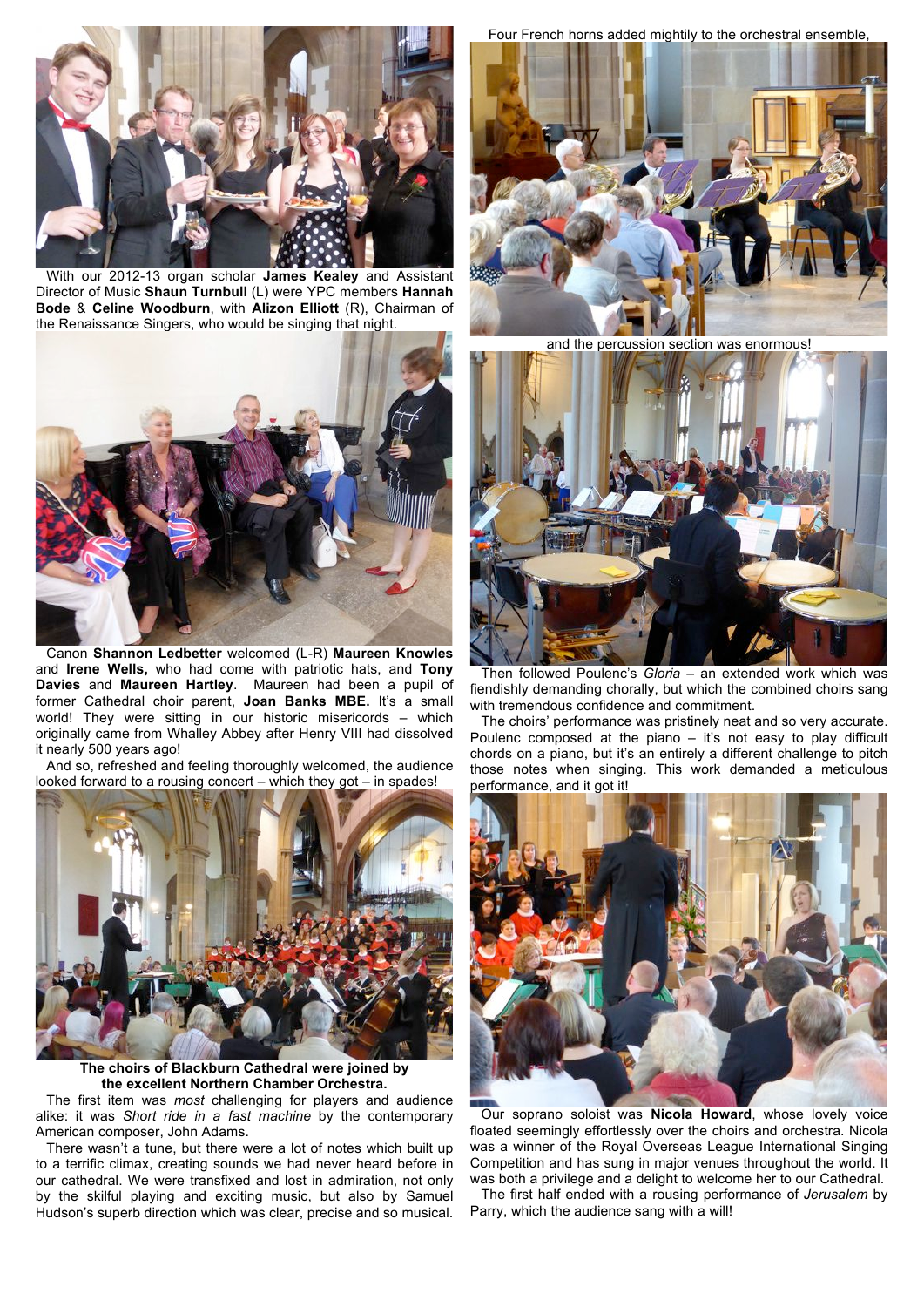With our 2012-13 organ scholar **James Kealey** and Assistant Director of Music **Shaun Turnbull** (L) were YPC members **Hannah Bode** & **Celine Woodburn**, with **Alizon Elliott** (R), Chairman of the Renaissance Singers, who would be singing that night.

Canon **Shannon Ledbetter** welcomed (L-R) **Maureen Knowles** and **Irene Wells,** who had come with patriotic hats, and **Tony Davies** and **Maureen Hartley**. Maureen had been a pupil of former Cathedral choir parent, **Joan Banks MBE.** It's a small world! They were sitting in our historic misericords – which originally came from Whalley Abbey after Henry VIII had dissolved it nearly 500 years ago!

And so, refreshed and feeling thoroughly welcomed, the audience looked forward to a rousing concert – which they got – in spades!

**The choirs of Blackburn Cathedral were joined by the excellent Northern Chamber Orchestra.**

The first item was *most* challenging for players and audience alike: it was *Short ride in a fast machine* by the contemporary American composer, John Adams.

There wasn't a tune, but there were a lot of notes which built up to a terrific climax, creating sounds we had never heard before in our cathedral. We were transfixed and lost in admiration, not only by the skilful playing and exciting music, but also by Samuel Hudson's superb direction which was clear, precise and so musical.

Four French horns added mightily to the orchestral ensemble,

and the percussion section was enormous!

Then followed Poulenc's *Gloria* – an extended work which was fiendishly demanding chorally, but which the combined choirs sang with tremendous confidence and commitment.

The choirs' performance was pristinely neat and so very accurate. Poulenc composed at the piano – it's not easy to play difficult chords on a piano, but it's an entirely a different challenge to pitch those notes when singing. This work demanded a meticulous performance, and it got it!

Our soprano soloist was **Nicola Howard**, whose lovely voice floated seemingly effortlessly over the choirs and orchestra. Nicola was a winner of the Royal Overseas League International Singing Competition and has sung in major venues throughout the world. It was both a privilege and a delight to welcome her to our Cathedral.

The first half ended with a rousing performance of *Jerusalem* by Parry, which the audience sang with a will!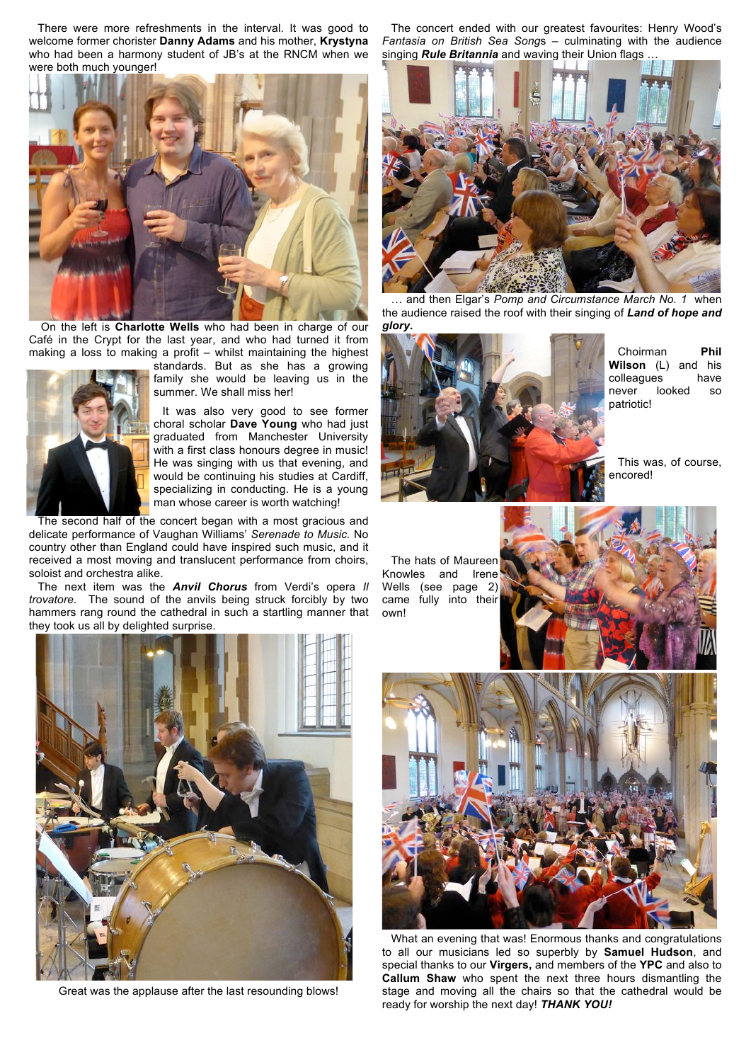There were more refreshments in the interval. It was good to welcome former chorister **Danny Adams** and his mother, **Krystyna** who had been a harmony student of JB's at the RNCM when we were both much younger!

On the left is **Charlotte Wells** who had been in charge of our Café in the Crypt for the last year, and who had turned it from making a loss to making a profit – whilst maintaining the highest standards. But as she has a growing family she would be leaving us in the summer. We shall miss her!

It was also very good to see former choral scholar **Dave Young** who had just graduated from Manchester University with a first class honours degree in music! He was singing with us that evening, and would be continuing his studies at Cardiff, specializing in conducting. He is a young man whose career is worth watching!

The second half of the concert began with a most gracious and delicate performance of Vaughan Williams' *Serenade to Music.* No country other than England could have inspired such music, and it received a most moving and translucent performance from choirs, soloist and orchestra alike.

The next item was the ***Anvil Chorus*** from Verdi's opera *Il trovatore*. The sound of the anvils being struck forcibly by two hammers rang round the cathedral in such a startling manner that they took us all by delighted surprise.

Great was the applause after the last resounding blows!

The concert ended with our greatest favourites: Henry Wood's *Fantasia on British Sea Songs* – culminating with the audience singing ***Rule Britannia*** and waving their Union flags …

… and then Elgar's *Pomp and Circumstance March No. 1* when the audience raised the roof with their singing of ***Land of hope and glory.***

Chairman **Phil Wilson** (L) and his colleagues have never looked so patriotic!

This was, of course, encored!

The hats of Maureen Knowles and Irene Wells (see page 2) came fully into their own!

What an evening that was! Enormous thanks and congratulations to all our musicians led so superbly by **Samuel Hudson**, and special thanks to our **Virgers,** and members of the **YPC** and also to **Callum Shaw** who spent the next three hours dismantling the stage and moving all the chairs so that the cathedral would be ready for worship the next day! ***THANK YOU!***